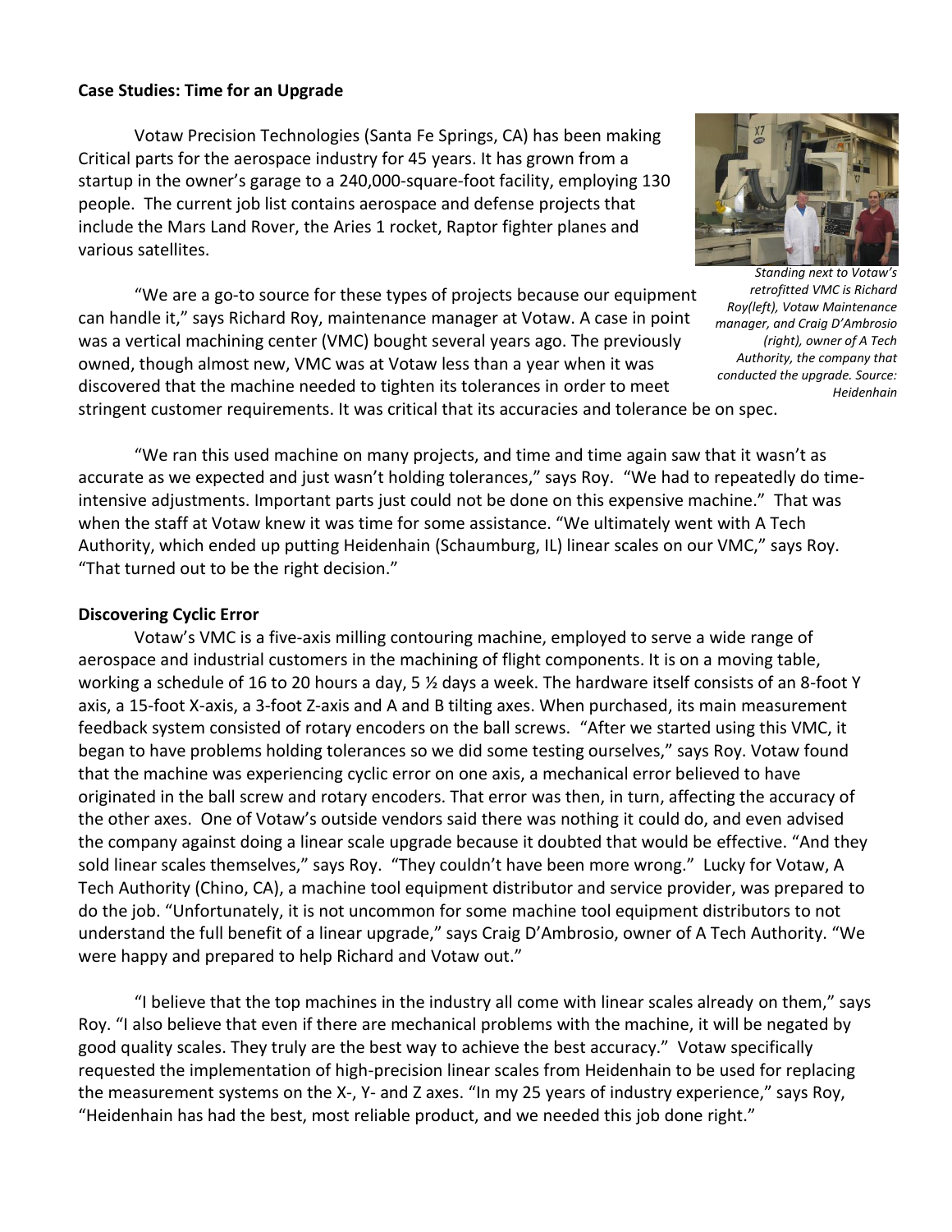**Case Studies: Time for an Upgrade**

Votaw Precision Technologies (Santa Fe Springs, CA) has been making Critical parts for the aerospace industry for 45 years. It has grown from a startup in the owner's garage to a 240,000-square-foot facility, employing 130 people. The current job list contains aerospace and defense projects that include the Mars Land Rover, the Aries 1 rocket, Raptor fighter planes and various satellites.

*Standing next to Votaw's retrofitted VMC is Richard Roy(left), Votaw Maintenance manager, and Craig D'Ambrosio (right), owner of A Tech Authority, the company that conducted the upgrade. Source: Heidenhain*

"We are a go-to source for these types of projects because our equipment can handle it," says Richard Roy, maintenance manager at Votaw. A case in point was a vertical machining center (VMC) bought several years ago. The previously owned, though almost new, VMC was at Votaw less than a year when it was discovered that the machine needed to tighten its tolerances in order to meet stringent customer requirements. It was critical that its accuracies and tolerance be on spec.

"We ran this used machine on many projects, and time and time again saw that it wasn't as accurate as we expected and just wasn't holding tolerances," says Roy. "We had to repeatedly do time-intensive adjustments. Important parts just could not be done on this expensive machine." That was when the staff at Votaw knew it was time for some assistance. "We ultimately went with A Tech Authority, which ended up putting Heidenhain (Schaumburg, IL) linear scales on our VMC," says Roy. "That turned out to be the right decision."

**Discovering Cyclic Error**

Votaw's VMC is a five-axis milling contouring machine, employed to serve a wide range of aerospace and industrial customers in the machining of flight components. It is on a moving table, working a schedule of 16 to 20 hours a day, 5 ½ days a week. The hardware itself consists of an 8-foot Y axis, a 15-foot X-axis, a 3-foot Z-axis and A and B tilting axes. When purchased, its main measurement feedback system consisted of rotary encoders on the ball screws. "After we started using this VMC, it began to have problems holding tolerances so we did some testing ourselves," says Roy. Votaw found that the machine was experiencing cyclic error on one axis, a mechanical error believed to have originated in the ball screw and rotary encoders. That error was then, in turn, affecting the accuracy of the other axes. One of Votaw's outside vendors said there was nothing it could do, and even advised the company against doing a linear scale upgrade because it doubted that would be effective. "And they sold linear scales themselves," says Roy. "They couldn't have been more wrong." Lucky for Votaw, A Tech Authority (Chino, CA), a machine tool equipment distributor and service provider, was prepared to do the job. "Unfortunately, it is not uncommon for some machine tool equipment distributors to not understand the full benefit of a linear upgrade," says Craig D'Ambrosio, owner of A Tech Authority. "We were happy and prepared to help Richard and Votaw out."

"I believe that the top machines in the industry all come with linear scales already on them," says Roy. "I also believe that even if there are mechanical problems with the machine, it will be negated by good quality scales. They truly are the best way to achieve the best accuracy." Votaw specifically requested the implementation of high-precision linear scales from Heidenhain to be used for replacing the measurement systems on the X-, Y- and Z axes. "In my 25 years of industry experience," says Roy, "Heidenhain has had the best, most reliable product, and we needed this job done right."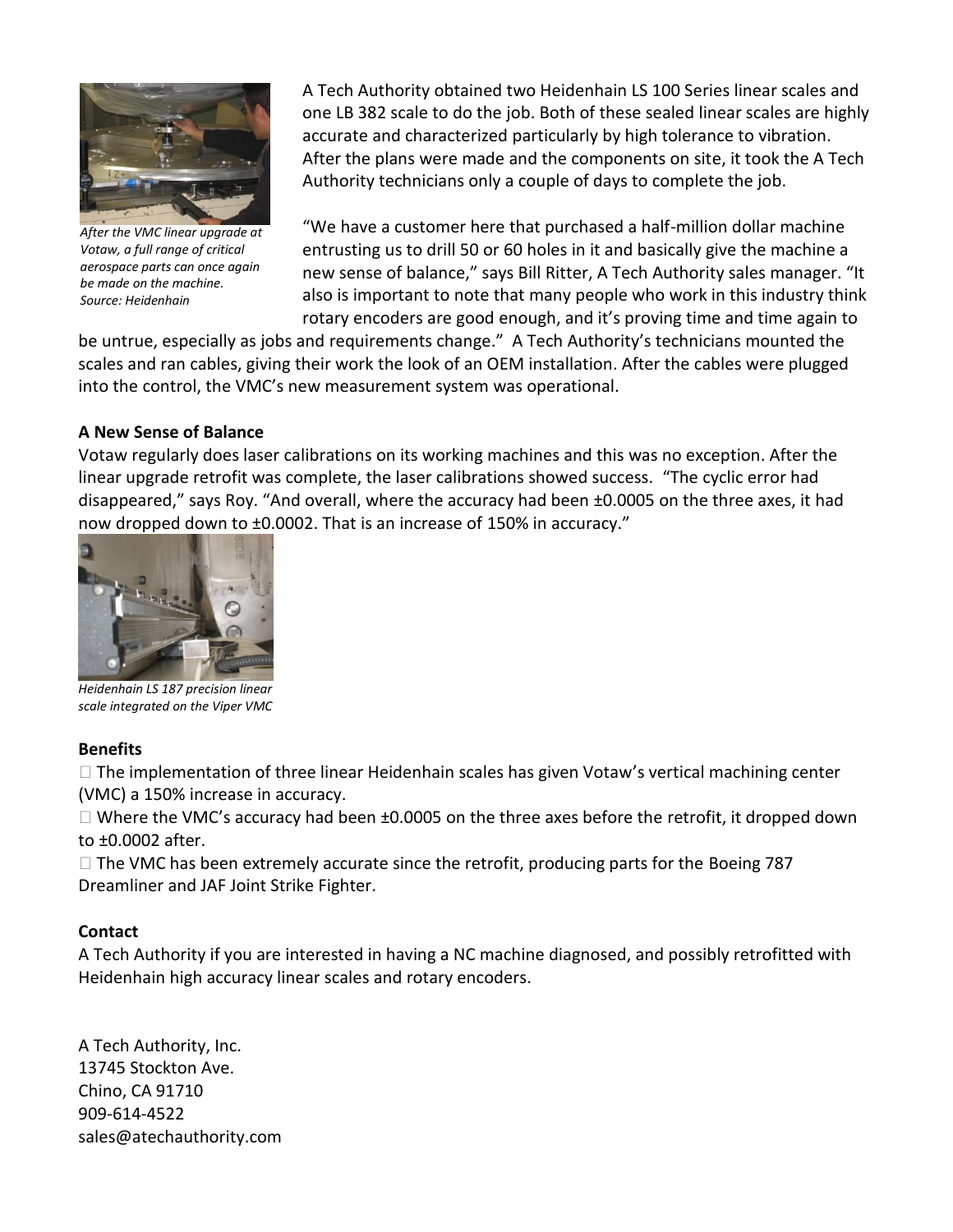*After the VMC linear upgrade at Votaw, a full range of critical aerospace parts can once again be made on the machine. Source: Heidenhain*

A Tech Authority obtained two Heidenhain LS 100 Series linear scales and one LB 382 scale to do the job. Both of these sealed linear scales are highly accurate and characterized particularly by high tolerance to vibration. After the plans were made and the components on site, it took the A Tech Authority technicians only a couple of days to complete the job.

"We have a customer here that purchased a half-million dollar machine entrusting us to drill 50 or 60 holes in it and basically give the machine a new sense of balance," says Bill Ritter, A Tech Authority sales manager. "It also is important to note that many people who work in this industry think rotary encoders are good enough, and it's proving time and time again to be untrue, especially as jobs and requirements change." A Tech Authority's technicians mounted the scales and ran cables, giving their work the look of an OEM installation. After the cables were plugged into the control, the VMC's new measurement system was operational.

**A New Sense of Balance**

Votaw regularly does laser calibrations on its working machines and this was no exception. After the linear upgrade retrofit was complete, the laser calibrations showed success. "The cyclic error had disappeared," says Roy. "And overall, where the accuracy had been ±0.0005 on the three axes, it had now dropped down to ±0.0002. That is an increase of 150% in accuracy."

*Heidenhain LS 187 precision linear scale integrated on the Viper VMC*

**Benefits**

- The implementation of three linear Heidenhain scales has given Votaw's vertical machining center (VMC) a 150% increase in accuracy.
- Where the VMC's accuracy had been ±0.0005 on the three axes before the retrofit, it dropped down to ±0.0002 after.
- The VMC has been extremely accurate since the retrofit, producing parts for the Boeing 787 Dreamliner and JAF Joint Strike Fighter.

**Contact**

A Tech Authority if you are interested in having a NC machine diagnosed, and possibly retrofitted with Heidenhain high accuracy linear scales and rotary encoders.

A Tech Authority, Inc.
13745 Stockton Ave.
Chino, CA 91710
909-614-4522
sales@atechauthority.com